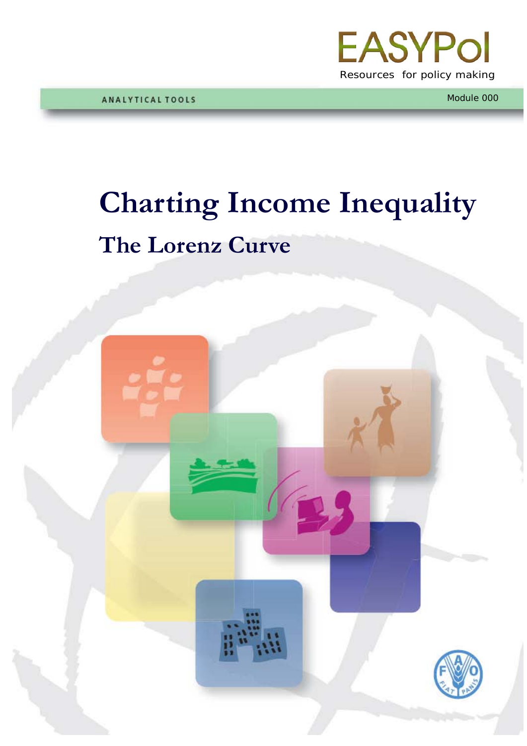EASYPol

Resources for policy making

ANALYTICAL TOOLS

Module 000

# Charting Income Inequality

## The Lorenz Curve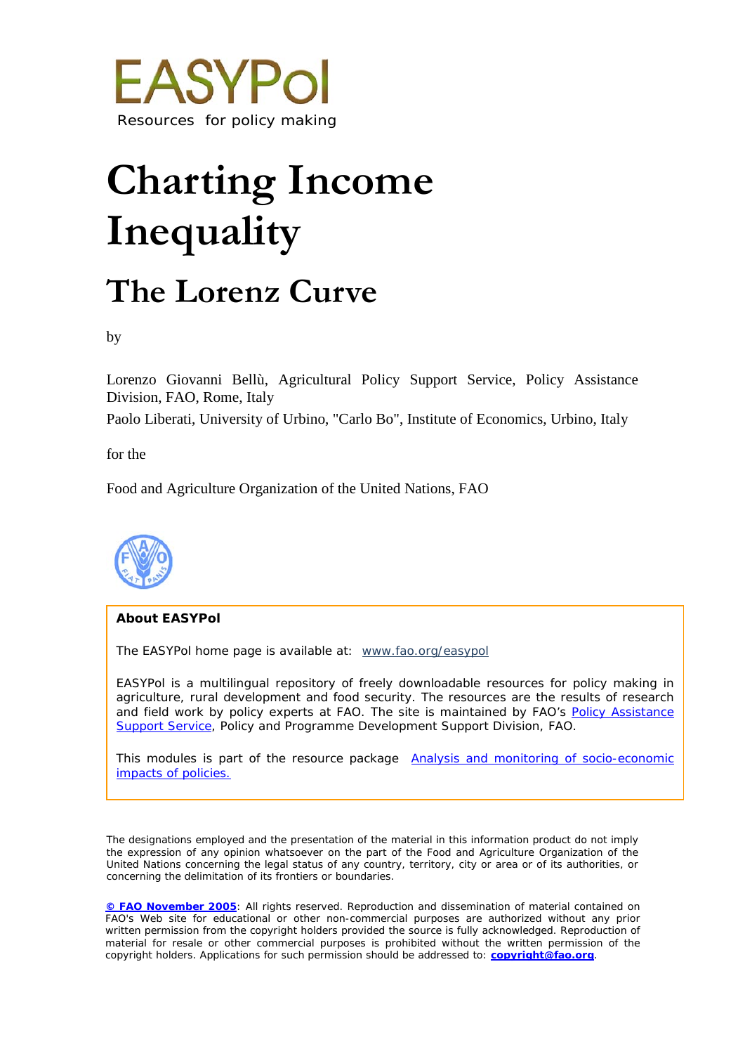EASYPol

Resources for policy making

# Charting Income Inequality

## The Lorenz Curve

by

Lorenzo Giovanni Bellù, Agricultural Policy Support Service, Policy Assistance Division, FAO, Rome, Italy

Paolo Liberati, University of Urbino, "Carlo Bo", Institute of Economics, Urbino, Italy

for the

Food and Agriculture Organization of the United Nations, FAO

**About EASYPol**

The EASYPol home page is available at: www.fao.org/easypol

EASYPol is a multilingual repository of freely downloadable resources for policy making in agriculture, rural development and food security. The resources are the results of research and field work by policy experts at FAO. The site is maintained by FAO's Policy Assistance Support Service, Policy and Programme Development Support Division, FAO.

This modules is part of the resource package Analysis and monitoring of socio-economic impacts of policies.

The designations employed and the presentation of the material in this information product do not imply the expression of any opinion whatsoever on the part of the Food and Agriculture Organization of the United Nations concerning the legal status of any country, territory, city or area or of its authorities, or concerning the delimitation of its frontiers or boundaries.

**© FAO November 2005**: All rights reserved. Reproduction and dissemination of material contained on FAO's Web site for educational or other non-commercial purposes are authorized without any prior written permission from the copyright holders provided the source is fully acknowledged. Reproduction of material for resale or other commercial purposes is prohibited without the written permission of the copyright holders. Applications for such permission should be addressed to: **copyright@fao.org**.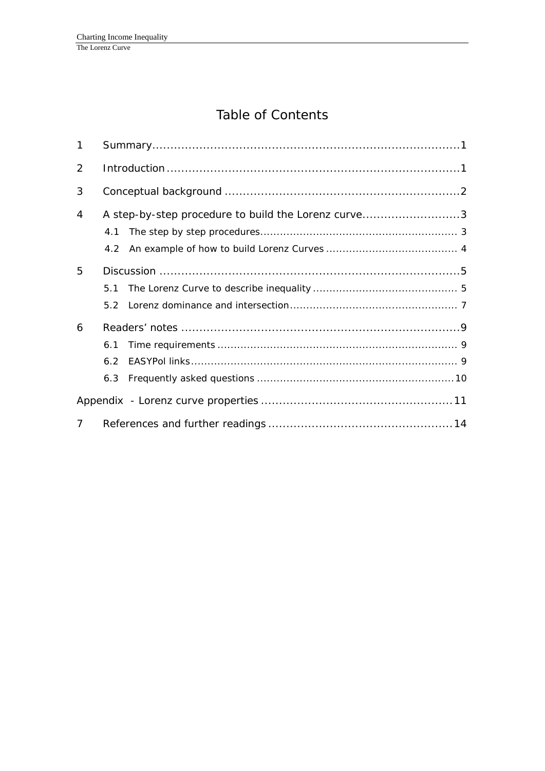# Table of Contents

| | | |
|---|---|---|
| 1 | Summary | 1 |
| 2 | Introduction | 1 |
| 3 | Conceptual background | 2 |
| 4 | A step-by-step procedure to build the Lorenz curve | 3 |
| | 4.1 The step by step procedures | 3 |
| | 4.2 An example of how to build Lorenz Curves | 4 |
| 5 | Discussion | 5 |
| | 5.1 The Lorenz Curve to describe inequality | 5 |
| | 5.2 Lorenz dominance and intersection | 7 |
| 6 | Readers' notes | 9 |
| | 6.1 Time requirements | 9 |
| | 6.2 EASYPol links | 9 |
| | 6.3 Frequently asked questions | 10 |
| Appendix | - Lorenz curve properties | 11 |
| 7 | References and further readings | 14 |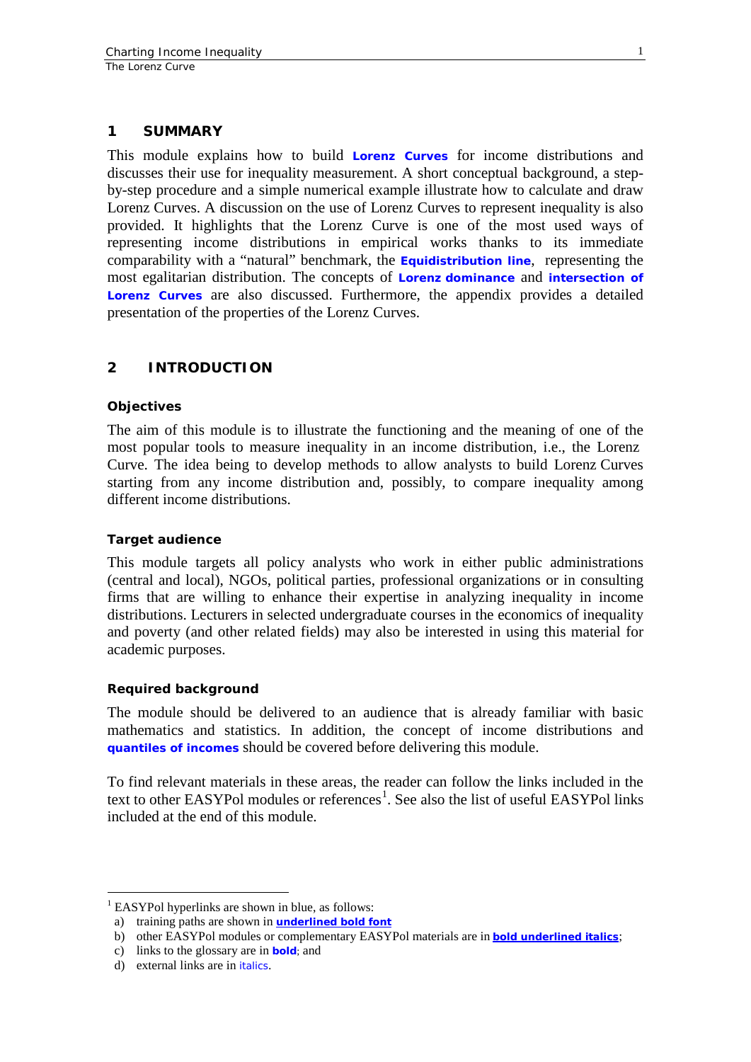## 1 SUMMARY

This module explains how to build **Lorenz Curves** for income distributions and discusses their use for inequality measurement. A short conceptual background, a step-by-step procedure and a simple numerical example illustrate how to calculate and draw Lorenz Curves. A discussion on the use of Lorenz Curves to represent inequality is also provided. It highlights that the Lorenz Curve is one of the most used ways of representing income distributions in empirical works thanks to its immediate comparability with a "natural" benchmark, the **Equidistribution line**, representing the most egalitarian distribution. The concepts of **Lorenz dominance** and **intersection of Lorenz Curves** are also discussed. Furthermore, the appendix provides a detailed presentation of the properties of the Lorenz Curves.

## 2 INTRODUCTION

### Objectives

The aim of this module is to illustrate the functioning and the meaning of one of the most popular tools to measure inequality in an income distribution, i.e., the Lorenz Curve. The idea being to develop methods to allow analysts to build Lorenz Curves starting from any income distribution and, possibly, to compare inequality among different income distributions.

### Target audience

This module targets all policy analysts who work in either public administrations (central and local), NGOs, political parties, professional organizations or in consulting firms that are willing to enhance their expertise in analyzing inequality in income distributions. Lecturers in selected undergraduate courses in the economics of inequality and poverty (and other related fields) may also be interested in using this material for academic purposes.

### Required background

The module should be delivered to an audience that is already familiar with basic mathematics and statistics. In addition, the concept of income distributions and **quantiles of incomes** should be covered before delivering this module.

To find relevant materials in these areas, the reader can follow the links included in the text to other EASYPol modules or references[1]. See also the list of useful EASYPol links included at the end of this module.

---

[1] EASYPol hyperlinks are shown in blue, as follows:

a) training paths are shown in **underlined bold font**

b) other EASYPol modules or complementary EASYPol materials are in ***bold underlined italics***;

c) links to the glossary are in **bold**; and

d) external links are in *italics*.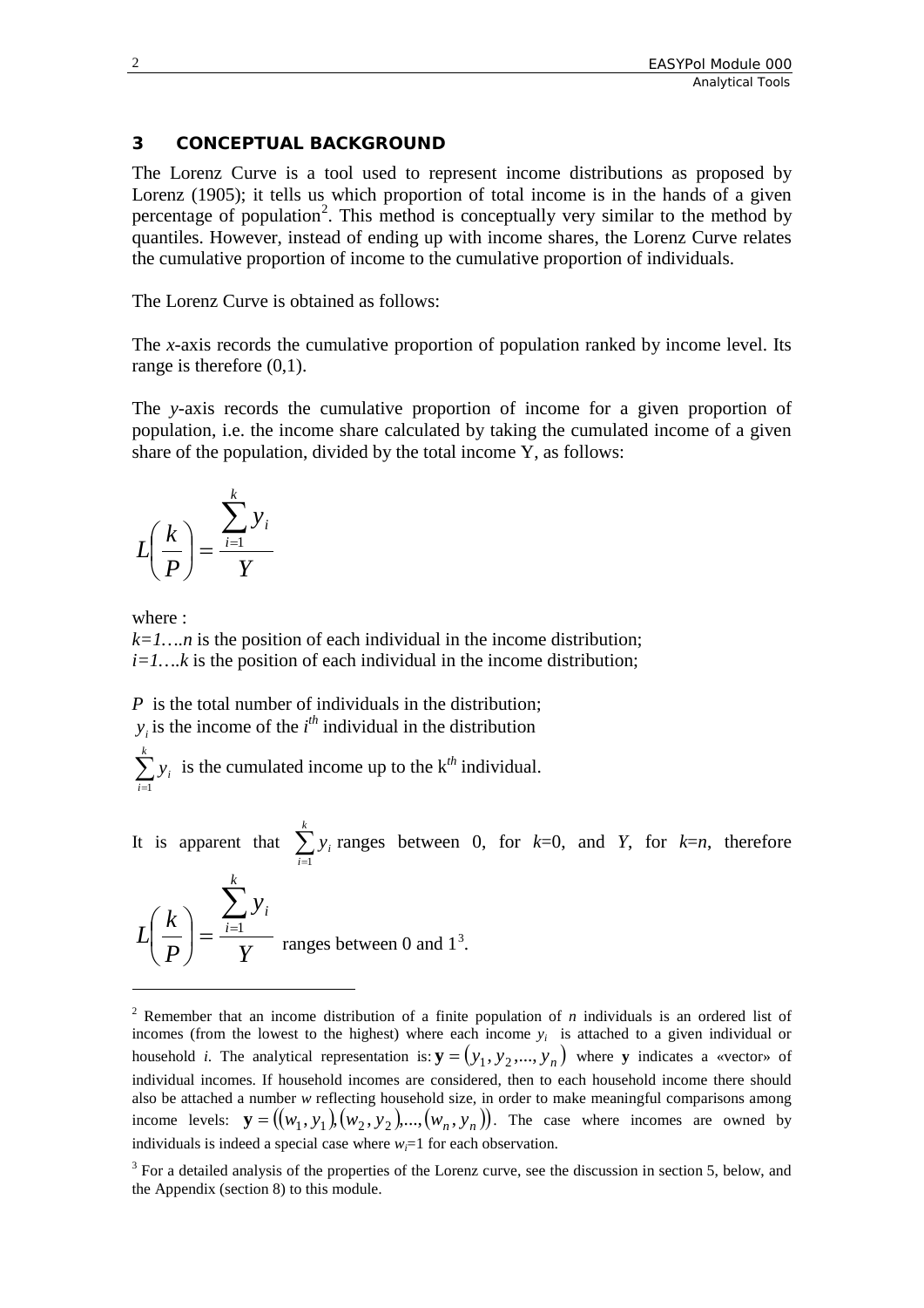## 3 CONCEPTUAL BACKGROUND

The Lorenz Curve is a tool used to represent income distributions as proposed by Lorenz (1905); it tells us which proportion of total income is in the hands of a given percentage of population[2]. This method is conceptually very similar to the method by quantiles. However, instead of ending up with income shares, the Lorenz Curve relates the cumulative proportion of income to the cumulative proportion of individuals.

The Lorenz Curve is obtained as follows:

The *x*-axis records the cumulative proportion of population ranked by income level. Its range is therefore (0,1).

The *y*-axis records the cumulative proportion of income for a given proportion of population, i.e. the income share calculated by taking the cumulated income of a given share of the population, divided by the total income Y, as follows:

$$L\left(\frac{k}{P}\right) = \frac{\sum_{i=1}^{k} y_i}{Y}$$

where :

$k=1….n$ is the position of each individual in the income distribution;

$i=1….k$ is the position of each individual in the income distribution;

$P$ is the total number of individuals in the distribution;

$y_i$ is the income of the $i^{th}$ individual in the distribution

$\sum_{i=1}^{k} y_i$ is the cumulated income up to the $k^{th}$ individual.

It is apparent that $\sum_{i=1}^{k} y_i$ ranges between 0, for $k$=0, and $Y$, for $k$=$n$, therefore $L\left(\frac{k}{P}\right) = \frac{\sum_{i=1}^{k} y_i}{Y}$ ranges between 0 and 1[3].

---

[2] Remember that an income distribution of a finite population of $n$ individuals is an ordered list of incomes (from the lowest to the highest) where each income $y_i$ is attached to a given individual or household $i$. The analytical representation is: $\mathbf{y} = (y_1, y_2, ..., y_n)$ where $\mathbf{y}$ indicates a «vector» of individual incomes. If household incomes are considered, then to each household income there should also be attached a number $w$ reflecting household size, in order to make meaningful comparisons among income levels: $\mathbf{y} = ((w_1, y_1), (w_2, y_2), ..., (w_n, y_n))$. The case where incomes are owned by individuals is indeed a special case where $w_i$=1 for each observation.

[3] For a detailed analysis of the properties of the Lorenz curve, see the discussion in section 5, below, and the Appendix (section 8) to this module.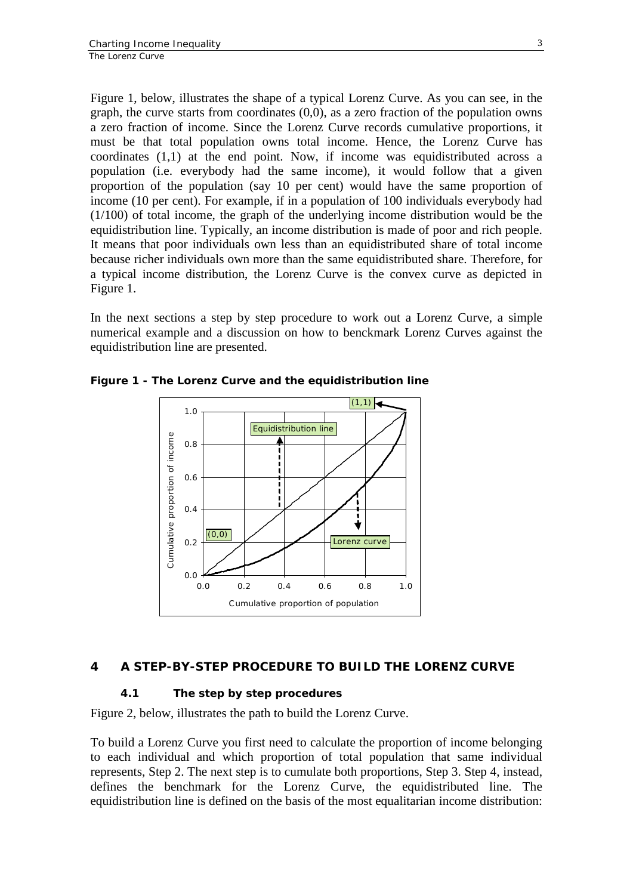Figure 1, below, illustrates the shape of a typical Lorenz Curve. As you can see, in the graph, the curve starts from coordinates (0,0), as a zero fraction of the population owns a zero fraction of income. Since the Lorenz Curve records cumulative proportions, it must be that total population owns total income. Hence, the Lorenz Curve has coordinates (1,1) at the end point. Now, if income was equidistributed across a population (i.e. everybody had the same income), it would follow that a given proportion of the population (say 10 per cent) would have the same proportion of income (10 per cent). For example, if in a population of 100 individuals everybody had (1/100) of total income, the graph of the underlying income distribution would be the equidistribution line. Typically, an income distribution is made of poor and rich people. It means that poor individuals own less than an equidistributed share of total income because richer individuals own more than the same equidistributed share. Therefore, for a typical income distribution, the Lorenz Curve is the convex curve as depicted in Figure 1.

In the next sections a step by step procedure to work out a Lorenz Curve, a simple numerical example and a discussion on how to benckmark Lorenz Curves against the equidistribution line are presented.

**Figure 1 - The Lorenz Curve and the equidistribution line**

## 4 A STEP-BY-STEP PROCEDURE TO BUILD THE LORENZ CURVE

### 4.1 The step by step procedures

Figure 2, below, illustrates the path to build the Lorenz Curve.

To build a Lorenz Curve you first need to calculate the proportion of income belonging to each individual and which proportion of total population that same individual represents, Step 2. The next step is to cumulate both proportions, Step 3. Step 4, instead, defines the benchmark for the Lorenz Curve, the equidistributed line. The equidistribution line is defined on the basis of the most equalitarian income distribution: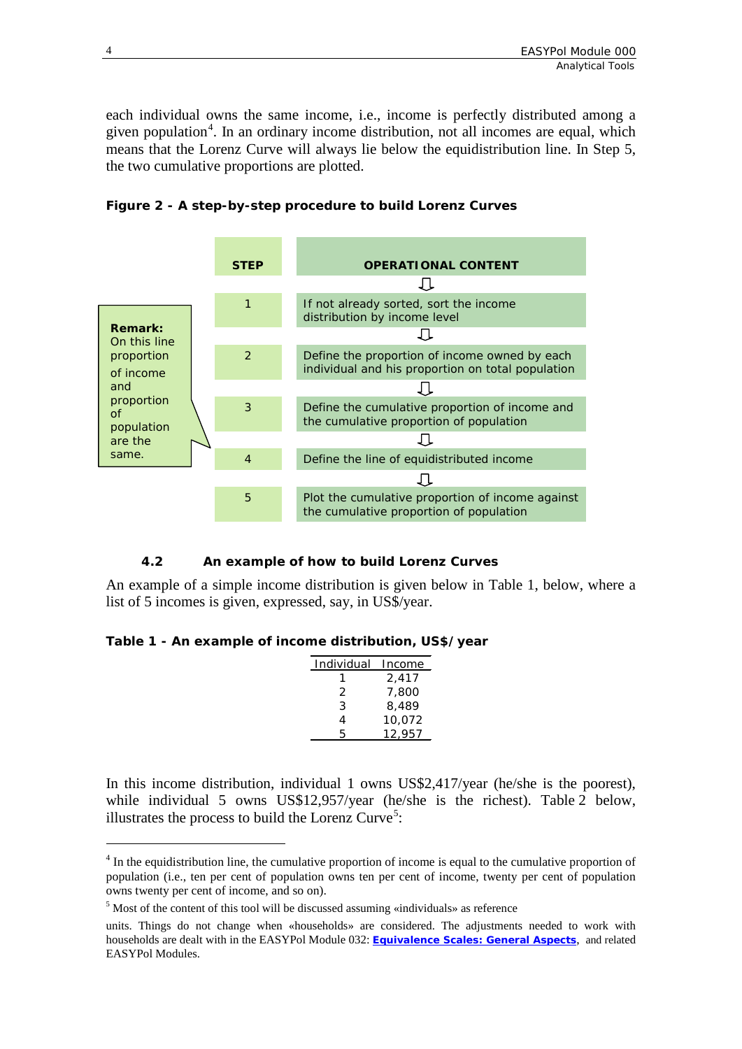each individual owns the same income, i.e., income is perfectly distributed among a given population[4]. In an ordinary income distribution, not all incomes are equal, which means that the Lorenz Curve will always lie below the equidistribution line. In Step 5, the two cumulative proportions are plotted.

**Figure 2 - A step-by-step procedure to build Lorenz Curves**

| STEP | OPERATIONAL CONTENT |
|---|---|
| 1 | If not already sorted, sort the income distribution by income level |
| 2 | Define the proportion of income owned by each individual and his proportion on total population |
| 3 | Define the cumulative proportion of income and the cumulative proportion of population |
| 4 | Define the line of equidistributed income |
| 5 | Plot the cumulative proportion of income against the cumulative proportion of population |

**Remark:** On this line proportion of income and proportion of population are the same.

### 4.2 An example of how to build Lorenz Curves

An example of a simple income distribution is given below in Table 1, below, where a list of 5 incomes is given, expressed, say, in US$/year.

**Table 1 - An example of income distribution, US$/year**

| Individual | Income |
|---|---|
| 1 | 2,417 |
| 2 | 7,800 |
| 3 | 8,489 |
| 4 | 10,072 |
| 5 | 12,957 |

In this income distribution, individual 1 owns US$2,417/year (he/she is the poorest), while individual 5 owns US$12,957/year (he/she is the richest). Table 2 below, illustrates the process to build the Lorenz Curve[5]:

---

[4] In the equidistribution line, the cumulative proportion of income is equal to the cumulative proportion of population (i.e., ten per cent of population owns ten per cent of income, twenty per cent of population owns twenty per cent of income, and so on).

[5] Most of the content of this tool will be discussed assuming «individuals» as reference units. Things do not change when «households» are considered. The adjustments needed to work with households are dealt with in the EASYPol Module 032: **Equivalence Scales: General Aspects**, and related EASYPol Modules.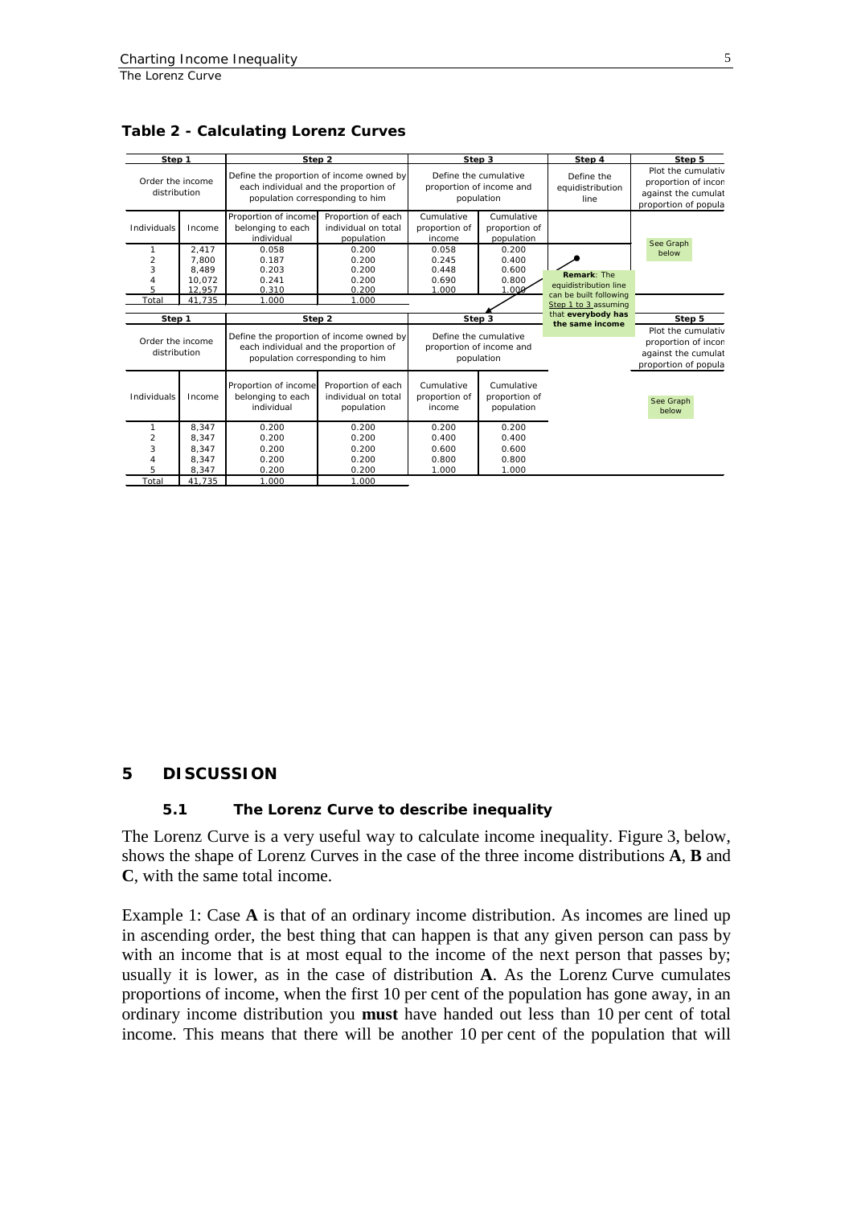**Table 2 - Calculating Lorenz Curves**

| Step 1 | | Step 2 | | Step 3 | | Step 4 | Step 5 |
|---|---|---|---|---|---|---|---|
| Order the income distribution | | Define the proportion of income owned by each individual and the proportion of population corresponding to him | | Define the cumulative proportion of income and population | | Define the equidistribution line | Plot the cumulativ proportion of incon against the cumulat proportion of popula |
| Individuals | Income | Proportion of income belonging to each individual | Proportion of each individual on total population | Cumulative proportion of income | Cumulative proportion of population | | See Graph below |
| 1 | 2,417 | 0.058 | 0.200 | 0.058 | 0.200 | | |
| 2 | 7,800 | 0.187 | 0.200 | 0.245 | 0.400 | | |
| 3 | 8,489 | 0.203 | 0.200 | 0.448 | 0.600 | | |
| 4 | 10,072 | 0.241 | 0.200 | 0.690 | 0.800 | | |
| 5 | 12,957 | 0.310 | 0.200 | 1.000 | 1.000 | | |
| Total | 41,735 | 1.000 | 1.000 | | | | |

**Remark**: The equidistribution line can be built following Step 1 to 3 assuming that **everybody has the same income**

| Step 1 | | Step 2 | | Step 3 | | Step 5 |
|---|---|---|---|---|---|---|
| Order the income distribution | | Define the proportion of income owned by each individual and the proportion of population corresponding to him | | Define the cumulative proportion of income and population | | Plot the cumulativ proportion of incon against the cumulat proportion of popula |
| Individuals | Income | Proportion of income belonging to each individual | Proportion of each individual on total population | Cumulative proportion of income | Cumulative proportion of population | See Graph below |
| 1 | 8,347 | 0.200 | 0.200 | 0.200 | 0.200 | |
| 2 | 8,347 | 0.200 | 0.200 | 0.400 | 0.400 | |
| 3 | 8,347 | 0.200 | 0.200 | 0.600 | 0.600 | |
| 4 | 8,347 | 0.200 | 0.200 | 0.800 | 0.800 | |
| 5 | 8,347 | 0.200 | 0.200 | 1.000 | 1.000 | |
| Total | 41,735 | 1.000 | 1.000 | | | |

# 5 DISCUSSION

## 5.1 The Lorenz Curve to describe inequality

The Lorenz Curve is a very useful way to calculate income inequality. Figure 3, below, shows the shape of Lorenz Curves in the case of the three income distributions **A**, **B** and **C**, with the same total income.

Example 1: Case **A** is that of an ordinary income distribution. As incomes are lined up in ascending order, the best thing that can happen is that any given person can pass by with an income that is at most equal to the income of the next person that passes by; usually it is lower, as in the case of distribution **A**. As the Lorenz Curve cumulates proportions of income, when the first 10 per cent of the population has gone away, in an ordinary income distribution you **must** have handed out less than 10 per cent of total income. This means that there will be another 10 per cent of the population that will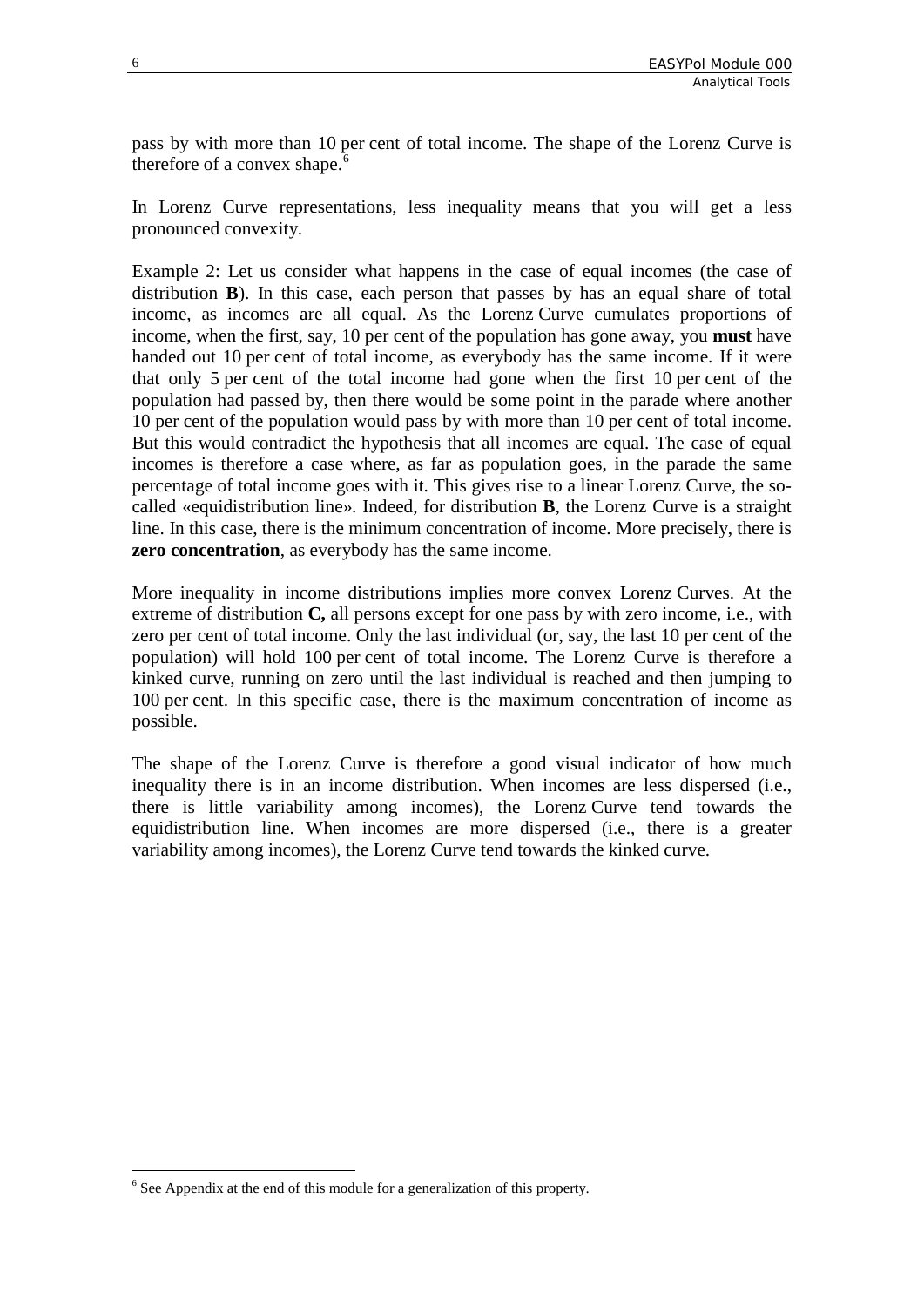pass by with more than 10 per cent of total income. The shape of the Lorenz Curve is therefore of a convex shape.[6]

In Lorenz Curve representations, less inequality means that you will get a less pronounced convexity.

Example 2: Let us consider what happens in the case of equal incomes (the case of distribution **B**). In this case, each person that passes by has an equal share of total income, as incomes are all equal. As the Lorenz Curve cumulates proportions of income, when the first, say, 10 per cent of the population has gone away, you **must** have handed out 10 per cent of total income, as everybody has the same income. If it were that only 5 per cent of the total income had gone when the first 10 per cent of the population had passed by, then there would be some point in the parade where another 10 per cent of the population would pass by with more than 10 per cent of total income. But this would contradict the hypothesis that all incomes are equal. The case of equal incomes is therefore a case where, as far as population goes, in the parade the same percentage of total income goes with it. This gives rise to a linear Lorenz Curve, the so-called «equidistribution line». Indeed, for distribution **B**, the Lorenz Curve is a straight line. In this case, there is the minimum concentration of income. More precisely, there is **zero concentration**, as everybody has the same income.

More inequality in income distributions implies more convex Lorenz Curves. At the extreme of distribution **C,** all persons except for one pass by with zero income, i.e., with zero per cent of total income. Only the last individual (or, say, the last 10 per cent of the population) will hold 100 per cent of total income. The Lorenz Curve is therefore a kinked curve, running on zero until the last individual is reached and then jumping to 100 per cent. In this specific case, there is the maximum concentration of income as possible.

The shape of the Lorenz Curve is therefore a good visual indicator of how much inequality there is in an income distribution. When incomes are less dispersed (i.e., there is little variability among incomes), the Lorenz Curve tend towards the equidistribution line. When incomes are more dispersed (i.e., there is a greater variability among incomes), the Lorenz Curve tend towards the kinked curve.

[6] See Appendix at the end of this module for a generalization of this property.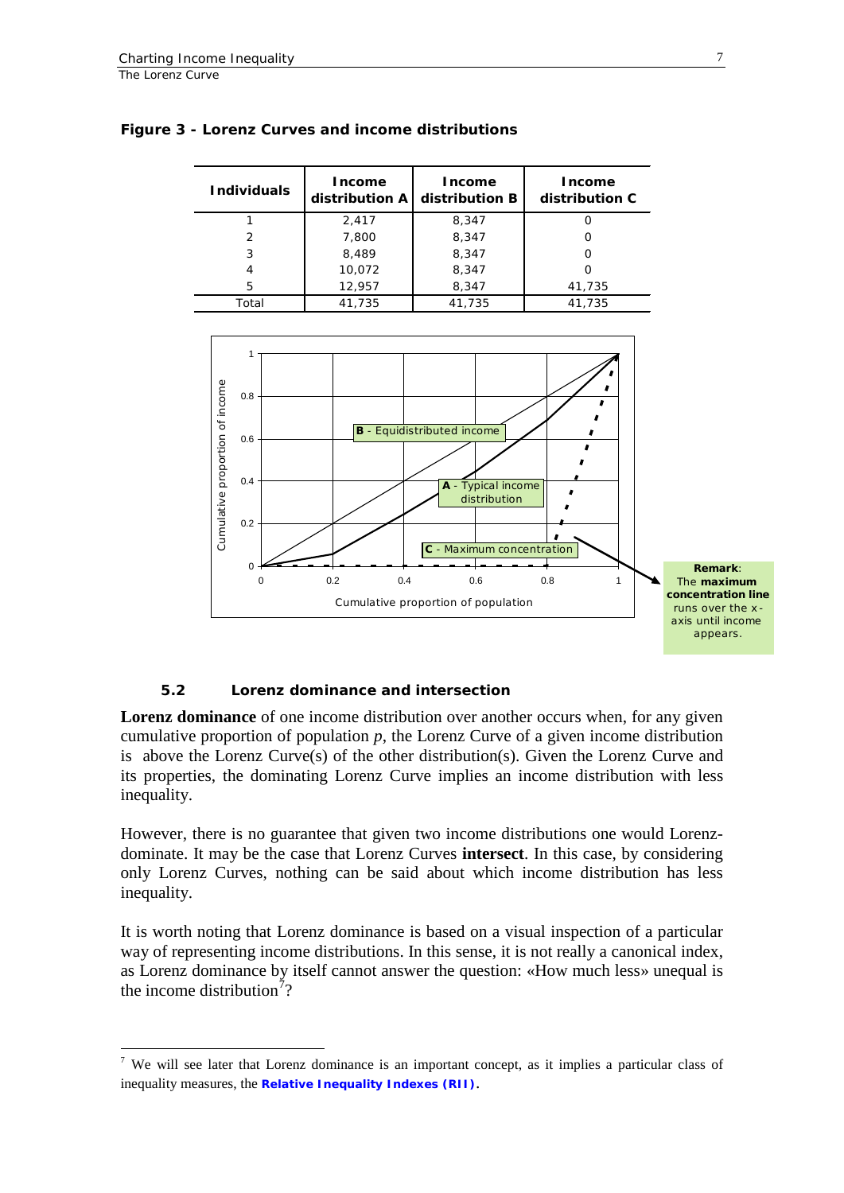**Figure 3 - Lorenz Curves and income distributions**

| Individuals | Income distribution A | Income distribution B | Income distribution C |
|---|---|---|---|
| 1 | 2,417 | 8,347 | 0 |
| 2 | 7,800 | 8,347 | 0 |
| 3 | 8,489 | 8,347 | 0 |
| 4 | 10,072 | 8,347 | 0 |
| 5 | 12,957 | 8,347 | 41,735 |
| Total | 41,735 | 41,735 | 41,735 |

**Remark**: The **maximum concentration line** runs over the x-axis until income appears.

### 5.2 Lorenz dominance and intersection

**Lorenz dominance** of one income distribution over another occurs when, for any given cumulative proportion of population *p*, the Lorenz Curve of a given income distribution is above the Lorenz Curve(s) of the other distribution(s). Given the Lorenz Curve and its properties, the dominating Lorenz Curve implies an income distribution with less inequality.

However, there is no guarantee that given two income distributions one would Lorenz-dominate. It may be the case that Lorenz Curves **intersect**. In this case, by considering only Lorenz Curves, nothing can be said about which income distribution has less inequality.

It is worth noting that Lorenz dominance is based on a visual inspection of a particular way of representing income distributions. In this sense, it is not really a canonical index, as Lorenz dominance by itself cannot answer the question: «How much less» unequal is the income distribution[7]?

[7] We will see later that Lorenz dominance is an important concept, as it implies a particular class of inequality measures, the **Relative Inequality Indexes (RII)**.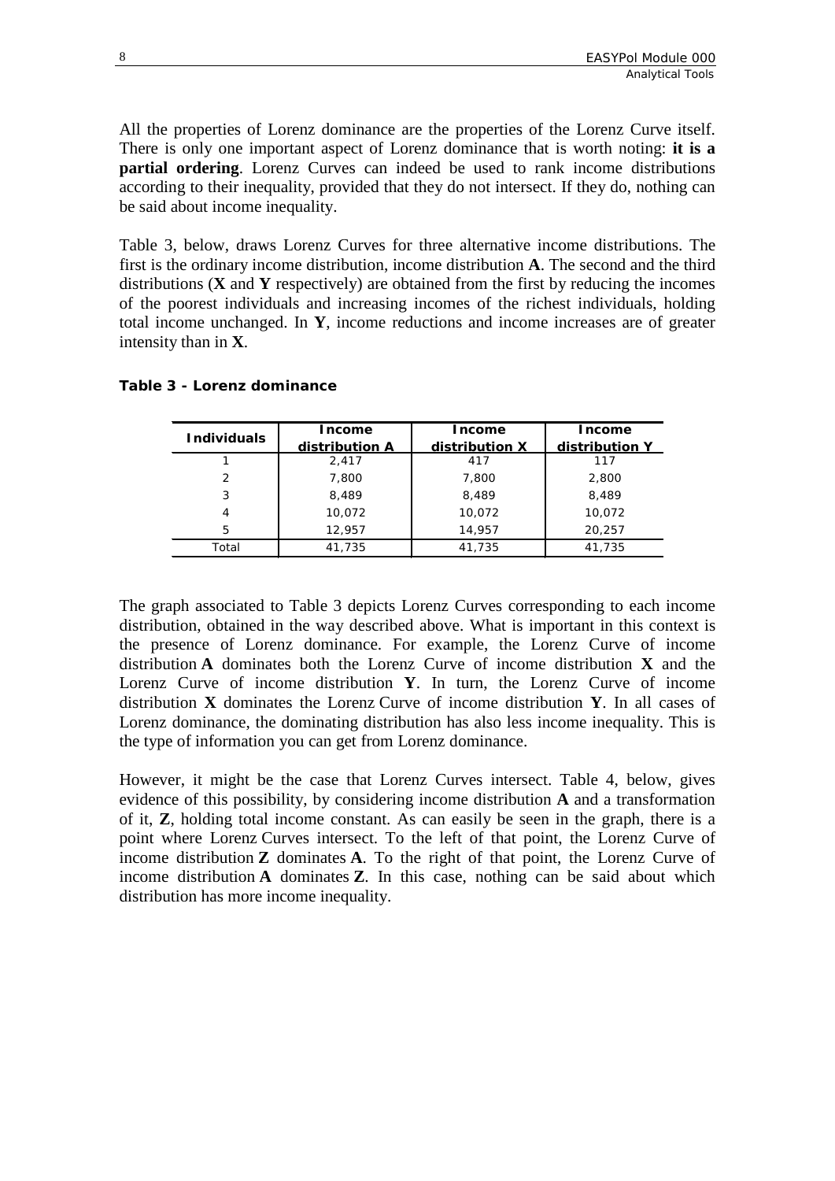All the properties of Lorenz dominance are the properties of the Lorenz Curve itself. There is only one important aspect of Lorenz dominance that is worth noting: **it is a partial ordering**. Lorenz Curves can indeed be used to rank income distributions according to their inequality, provided that they do not intersect. If they do, nothing can be said about income inequality.

Table 3, below, draws Lorenz Curves for three alternative income distributions. The first is the ordinary income distribution, income distribution **A**. The second and the third distributions (**X** and **Y** respectively) are obtained from the first by reducing the incomes of the poorest individuals and increasing incomes of the richest individuals, holding total income unchanged. In **Y**, income reductions and income increases are of greater intensity than in **X**.

**Table 3 - Lorenz dominance**

| Individuals | Income distribution A | Income distribution X | Income distribution Y |
|---|---|---|---|
| 1 | 2,417 | 417 | 117 |
| 2 | 7,800 | 7,800 | 2,800 |
| 3 | 8,489 | 8,489 | 8,489 |
| 4 | 10,072 | 10,072 | 10,072 |
| 5 | 12,957 | 14,957 | 20,257 |
| Total | 41,735 | 41,735 | 41,735 |

The graph associated to Table 3 depicts Lorenz Curves corresponding to each income distribution, obtained in the way described above. What is important in this context is the presence of Lorenz dominance. For example, the Lorenz Curve of income distribution **A** dominates both the Lorenz Curve of income distribution **X** and the Lorenz Curve of income distribution **Y**. In turn, the Lorenz Curve of income distribution **X** dominates the Lorenz Curve of income distribution **Y**. In all cases of Lorenz dominance, the dominating distribution has also less income inequality. This is the type of information you can get from Lorenz dominance.

However, it might be the case that Lorenz Curves intersect. Table 4, below, gives evidence of this possibility, by considering income distribution **A** and a transformation of it, **Z**, holding total income constant. As can easily be seen in the graph, there is a point where Lorenz Curves intersect. To the left of that point, the Lorenz Curve of income distribution **Z** dominates **A**. To the right of that point, the Lorenz Curve of income distribution **A** dominates **Z**. In this case, nothing can be said about which distribution has more income inequality.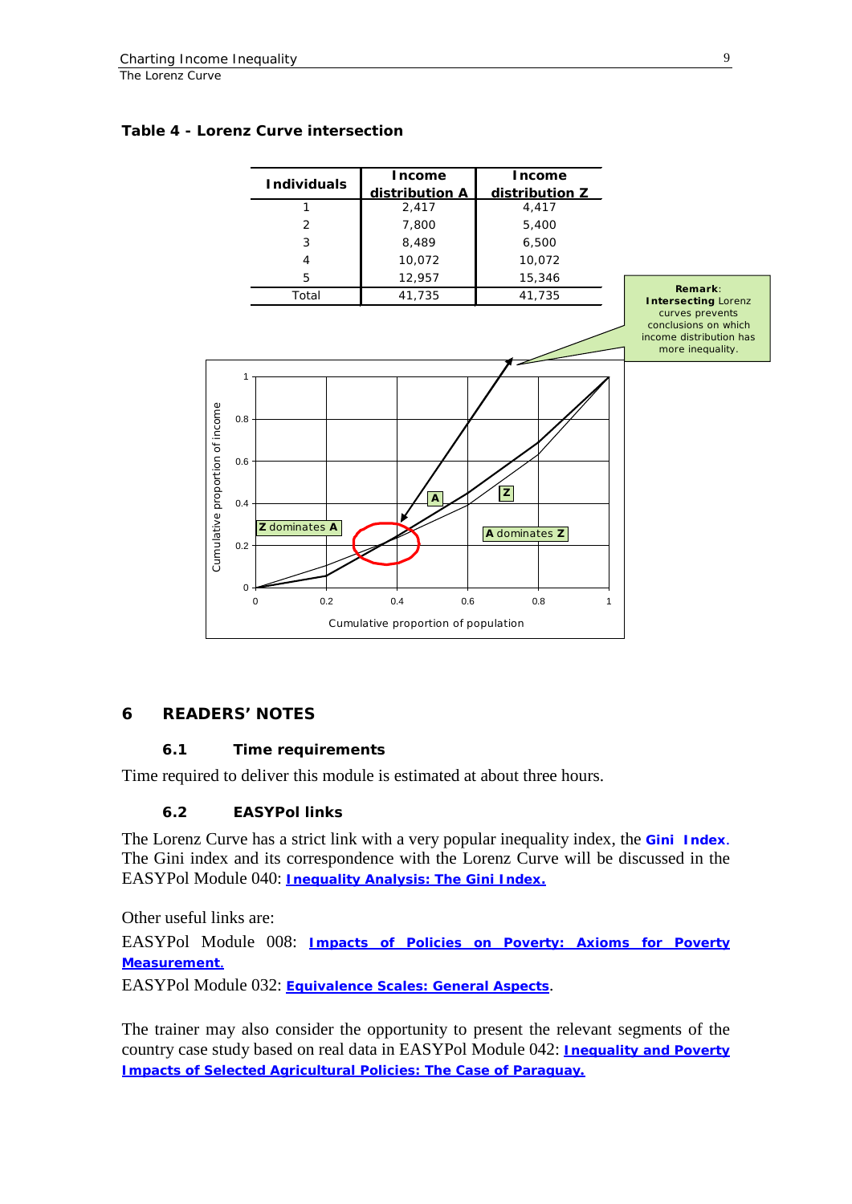**Table 4 - Lorenz Curve intersection**

| Individuals | Income distribution A | Income distribution Z |
|---|---|---|
| 1 | 2,417 | 4,417 |
| 2 | 7,800 | 5,400 |
| 3 | 8,489 | 6,500 |
| 4 | 10,072 | 10,072 |
| 5 | 12,957 | 15,346 |
| Total | 41,735 | 41,735 |

**Remark**: **Intersecting** Lorenz curves prevents conclusions on which income distribution has more inequality.

## 6 READERS' NOTES

### 6.1 Time requirements

Time required to deliver this module is estimated at about three hours.

### 6.2 EASYPol links

The Lorenz Curve has a strict link with a very popular inequality index, the **Gini Index**. The Gini index and its correspondence with the Lorenz Curve will be discussed in the EASYPol Module 040: **Inequality Analysis: The Gini Index.**

Other useful links are:

EASYPol Module 008: **Impacts of Policies on Poverty: Axioms for Poverty Measurement.**

EASYPol Module 032: **Equivalence Scales: General Aspects**.

The trainer may also consider the opportunity to present the relevant segments of the country case study based on real data in EASYPol Module 042: **Inequality and Poverty Impacts of Selected Agricultural Policies: The Case of Paraguay.**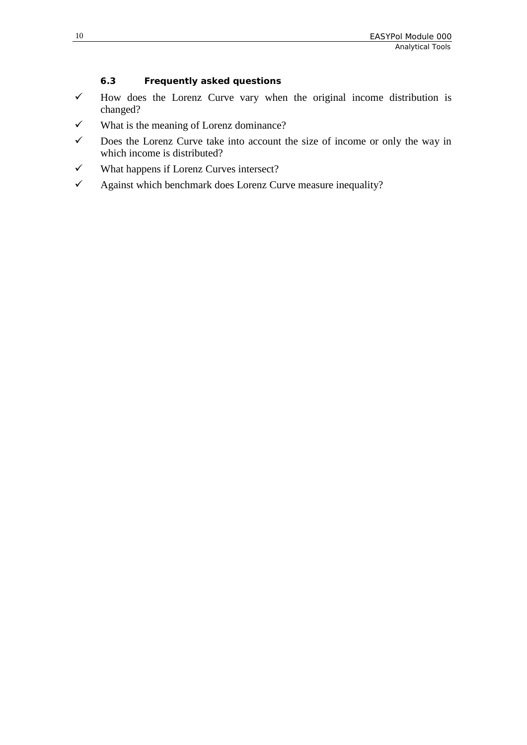### 6.3 Frequently asked questions

- ✓ How does the Lorenz Curve vary when the original income distribution is changed?
- ✓ What is the meaning of Lorenz dominance?
- ✓ Does the Lorenz Curve take into account the size of income or only the way in which income is distributed?
- ✓ What happens if Lorenz Curves intersect?
- ✓ Against which benchmark does Lorenz Curve measure inequality?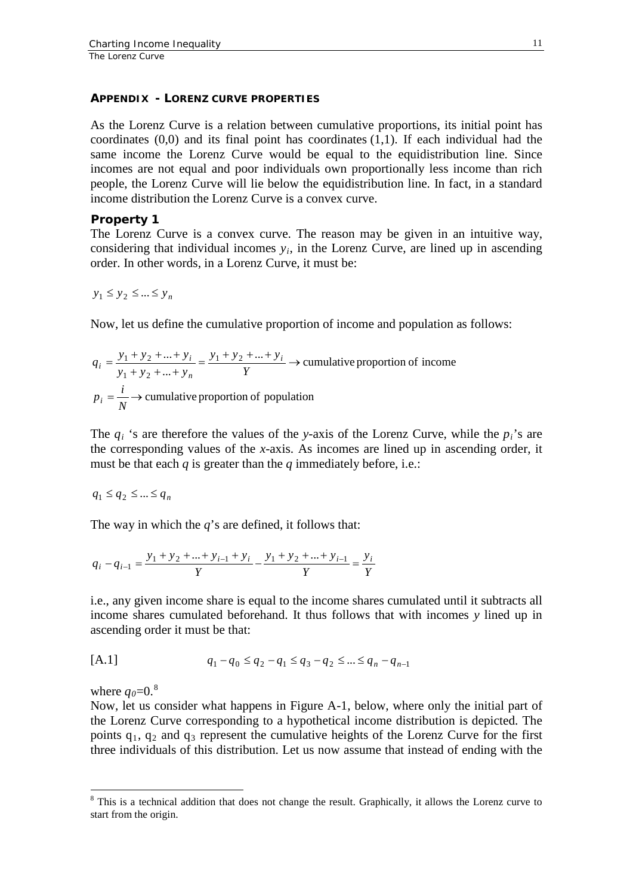### APPENDIX - LORENZ CURVE PROPERTIES

As the Lorenz Curve is a relation between cumulative proportions, its initial point has coordinates (0,0) and its final point has coordinates (1,1). If each individual had the same income the Lorenz Curve would be equal to the equidistribution line. Since incomes are not equal and poor individuals own proportionally less income than rich people, the Lorenz Curve will lie below the equidistribution line. In fact, in a standard income distribution the Lorenz Curve is a convex curve.

**Property 1**

The Lorenz Curve is a convex curve. The reason may be given in an intuitive way, considering that individual incomes $y_i$, in the Lorenz Curve, are lined up in ascending order. In other words, in a Lorenz Curve, it must be:

$$y_1 \le y_2 \le ... \le y_n$$

Now, let us define the cumulative proportion of income and population as follows:

$$q_i = \frac{y_1 + y_2 + ... + y_i}{y_1 + y_2 + ... + y_n} = \frac{y_1 + y_2 + ... + y_i}{Y} \rightarrow \text{cumulative proportion of income}$$

$$p_i = \frac{i}{N} \rightarrow \text{cumulative proportion of population}$$

The $q_i$ 's are therefore the values of the *y*-axis of the Lorenz Curve, while the $p_i$'s are the corresponding values of the *x*-axis. As incomes are lined up in ascending order, it must be that each *q* is greater than the *q* immediately before, i.e.:

$$q_1 \le q_2 \le ... \le q_n$$

The way in which the *q*'s are defined, it follows that:

$$q_i - q_{i-1} = \frac{y_1 + y_2 + ... + y_{i-1} + y_i}{Y} - \frac{y_1 + y_2 + ... + y_{i-1}}{Y} = \frac{y_i}{Y}$$

i.e., any given income share is equal to the income shares cumulated until it subtracts all income shares cumulated beforehand. It thus follows that with incomes *y* lined up in ascending order it must be that:

$$\text{[A.1]} \qquad q_1 - q_0 \le q_2 - q_1 \le q_3 - q_2 \le ... \le q_n - q_{n-1}$$

where $q_0=0$.[8]

Now, let us consider what happens in Figure A-1, below, where only the initial part of the Lorenz Curve corresponding to a hypothetical income distribution is depicted. The points $q_1$, $q_2$ and $q_3$ represent the cumulative heights of the Lorenz Curve for the first three individuals of this distribution. Let us now assume that instead of ending with the

[8] This is a technical addition that does not change the result. Graphically, it allows the Lorenz curve to start from the origin.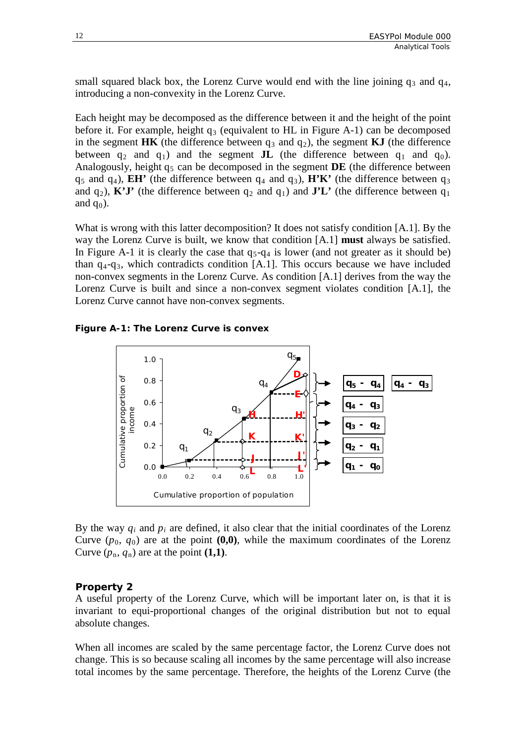small squared black box, the Lorenz Curve would end with the line joining $q_3$ and $q_4$, introducing a non-convexity in the Lorenz Curve.

Each height may be decomposed as the difference between it and the height of the point before it. For example, height $q_3$ (equivalent to HL in Figure A-1) can be decomposed in the segment **HK** (the difference between $q_3$ and $q_2$), the segment **KJ** (the difference between $q_2$ and $q_1$) and the segment **JL** (the difference between $q_1$ and $q_0$). Analogously, height $q_5$ can be decomposed in the segment **DE** (the difference between $q_5$ and $q_4$), **EH'** (the difference between $q_4$ and $q_3$), **H'K'** (the difference between $q_3$ and $q_2$), **K'J'** (the difference between $q_2$ and $q_1$) and **J'L'** (the difference between $q_1$ and $q_0$).

What is wrong with this latter decomposition? It does not satisfy condition [A.1]. By the way the Lorenz Curve is built, we know that condition [A.1] **must** always be satisfied. In Figure A-1 it is clearly the case that $q_5$-$q_4$ is lower (and not greater as it should be) than $q_4$-$q_3$, which contradicts condition [A.1]. This occurs because we have included non-convex segments in the Lorenz Curve. As condition [A.1] derives from the way the Lorenz Curve is built and since a non-convex segment violates condition [A.1], the Lorenz Curve cannot have non-convex segments.

**Figure A-1: The Lorenz Curve is convex**

By the way $q_i$ and $p_i$ are defined, it also clear that the initial coordinates of the Lorenz Curve ($p_0$, $q_0$) are at the point **(0,0)**, while the maximum coordinates of the Lorenz Curve ($p_n$, $q_n$) are at the point **(1,1)**.

### Property 2

A useful property of the Lorenz Curve, which will be important later on, is that it is invariant to equi-proportional changes of the original distribution but not to equal absolute changes.

When all incomes are scaled by the same percentage factor, the Lorenz Curve does not change. This is so because scaling all incomes by the same percentage will also increase total incomes by the same percentage. Therefore, the heights of the Lorenz Curve (the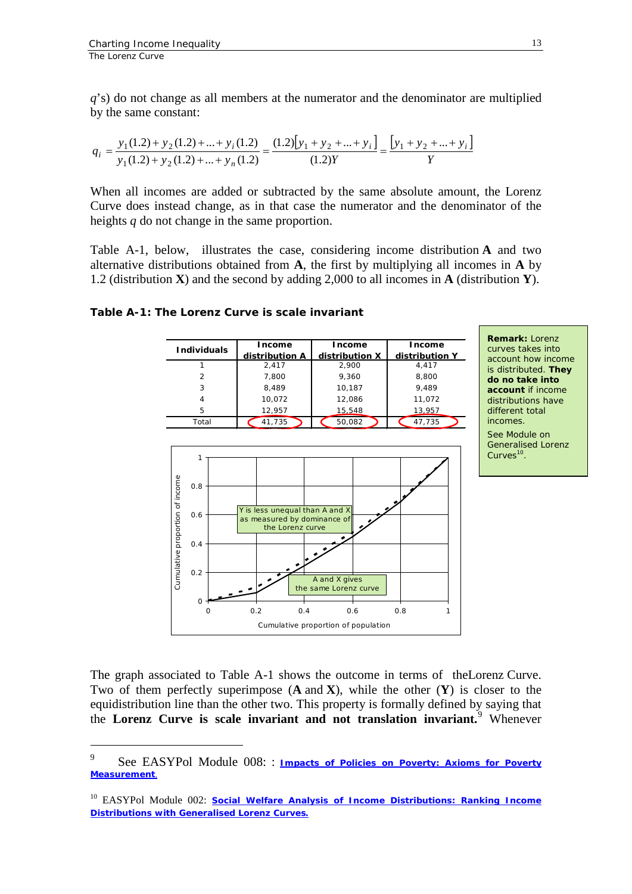$q$'s) do not change as all members at the numerator and the denominator are multiplied by the same constant:

$$q_i = \frac{y_1(1.2) + y_2(1.2) + ... + y_i(1.2)}{y_1(1.2) + y_2(1.2) + ... + y_n(1.2)} = \frac{(1.2)[y_1 + y_2 + ... + y_i]}{(1.2)Y} = \frac{[y_1 + y_2 + ... + y_i]}{Y}$$

When all incomes are added or subtracted by the same absolute amount, the Lorenz Curve does instead change, as in that case the numerator and the denominator of the heights $q$ do not change in the same proportion.

Table A-1, below, illustrates the case, considering income distribution **A** and two alternative distributions obtained from **A**, the first by multiplying all incomes in **A** by 1.2 (distribution **X**) and the second by adding 2,000 to all incomes in **A** (distribution **Y**).

**Table A-1: The Lorenz Curve is scale invariant**

| Individuals | Income distribution A | Income distribution X | Income distribution Y |
|---|---|---|---|
| 1 | 2,417 | 2,900 | 4,417 |
| 2 | 7,800 | 9,360 | 8,800 |
| 3 | 8,489 | 10,187 | 9,489 |
| 4 | 10,072 | 12,086 | 11,072 |
| 5 | 12,957 | 15,548 | 13,957 |
| Total | 41,735 | 50,082 | 47,735 |

**Remark:** Lorenz curves takes into account how income is distributed. **They do no take into account** if income distributions have different total incomes.

See Module on Generalised Lorenz Curves[10].

The graph associated to Table A-1 shows the outcome in terms of theLorenz Curve. Two of them perfectly superimpose (**A** and **X**), while the other (**Y**) is closer to the equidistribution line than the other two. This property is formally defined by saying that the **Lorenz Curve is scale invariant and not translation invariant.**[9] Whenever

---

[9] See EASYPol Module 008: : **Impacts of Policies on Poverty: Axioms for Poverty Measurement**

[10] EASYPol Module 002: **Social Welfare Analysis of Income Distributions: Ranking Income Distributions with Generalised Lorenz Curves.**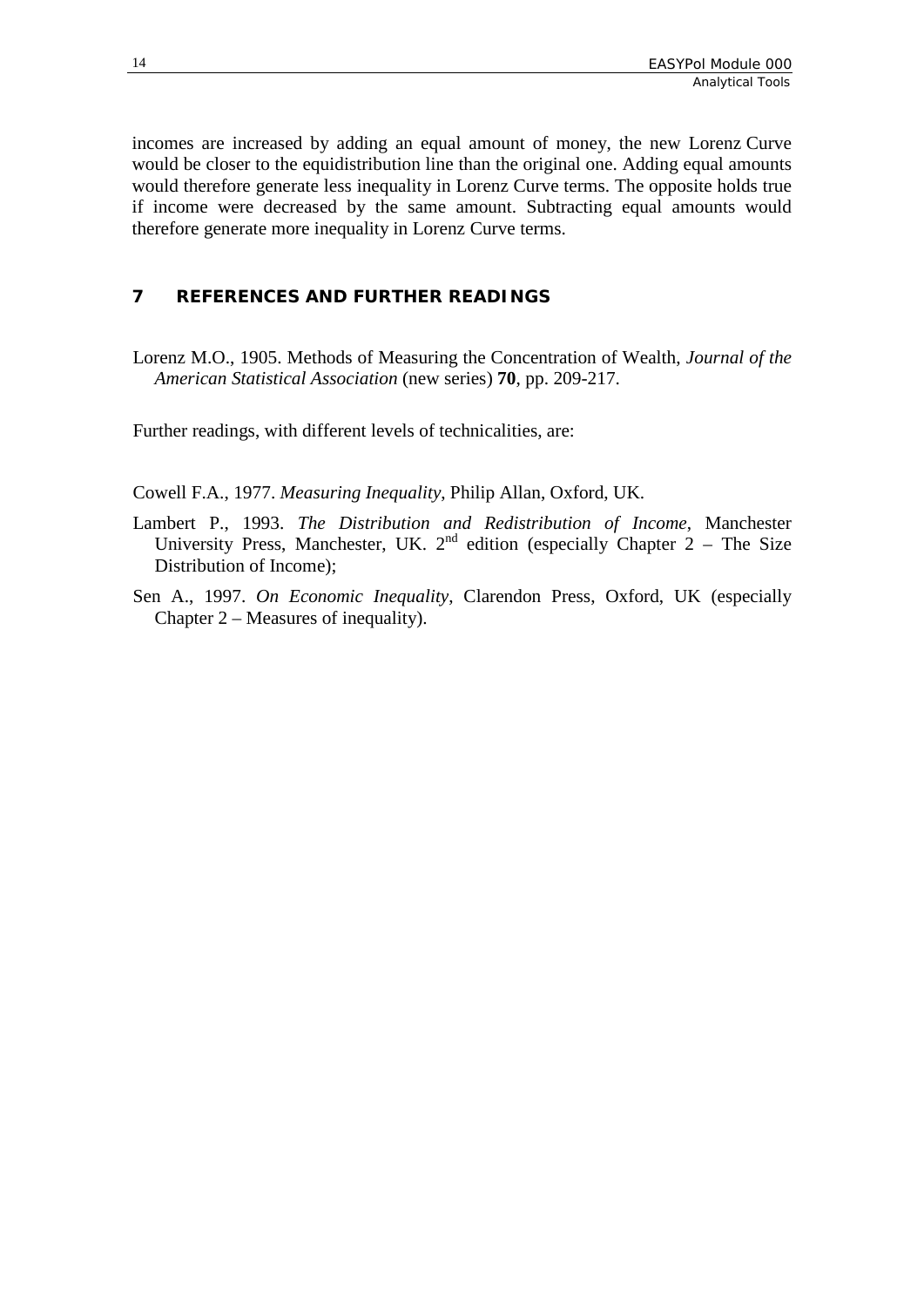incomes are increased by adding an equal amount of money, the new Lorenz Curve would be closer to the equidistribution line than the original one. Adding equal amounts would therefore generate less inequality in Lorenz Curve terms. The opposite holds true if income were decreased by the same amount. Subtracting equal amounts would therefore generate more inequality in Lorenz Curve terms.

## 7 REFERENCES AND FURTHER READINGS

Lorenz M.O., 1905. Methods of Measuring the Concentration of Wealth, *Journal of the American Statistical Association* (new series) **70**, pp. 209-217.

Further readings, with different levels of technicalities, are:

Cowell F.A., 1977. *Measuring Inequality*, Philip Allan, Oxford, UK.

Lambert P., 1993. *The Distribution and Redistribution of Income*, Manchester University Press, Manchester, UK. 2nd edition (especially Chapter 2 – The Size Distribution of Income);

Sen A., 1997. *On Economic Inequality*, Clarendon Press, Oxford, UK (especially Chapter 2 – Measures of inequality).